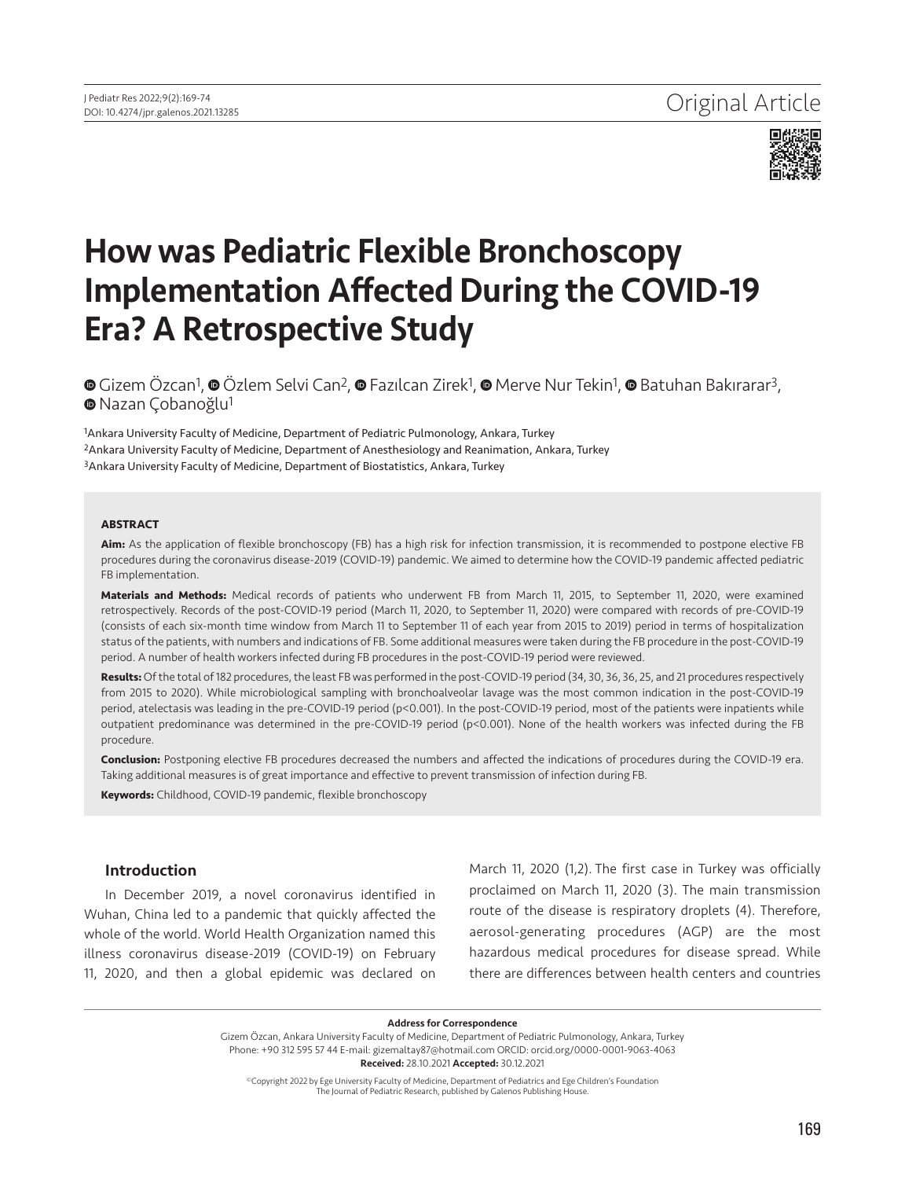Original Article

# How was Pediatric Flexible Bronchoscopy Implementation Affected During the COVID-19 Era? A Retrospective Study

Gizem Özcan[1], Özlem Selvi Can[2], Fazılcan Zirek[1], Merve Nur Tekin[1], Batuhan Bakırarar[3], Nazan Çobanoğlu[1]

[1]Ankara University Faculty of Medicine, Department of Pediatric Pulmonology, Ankara, Turkey
[2]Ankara University Faculty of Medicine, Department of Anesthesiology and Reanimation, Ankara, Turkey
[3]Ankara University Faculty of Medicine, Department of Biostatistics, Ankara, Turkey

### ABSTRACT

**Aim:** As the application of flexible bronchoscopy (FB) has a high risk for infection transmission, it is recommended to postpone elective FB procedures during the coronavirus disease-2019 (COVID-19) pandemic. We aimed to determine how the COVID-19 pandemic affected pediatric FB implementation.

**Materials and Methods:** Medical records of patients who underwent FB from March 11, 2015, to September 11, 2020, were examined retrospectively. Records of the post-COVID-19 period (March 11, 2020, to September 11, 2020) were compared with records of pre-COVID-19 (consists of each six-month time window from March 11 to September 11 of each year from 2015 to 2019) period in terms of hospitalization status of the patients, with numbers and indications of FB. Some additional measures were taken during the FB procedure in the post-COVID-19 period. A number of health workers infected during FB procedures in the post-COVID-19 period were reviewed.

**Results:** Of the total of 182 procedures, the least FB was performed in the post-COVID-19 period (34, 30, 36, 36, 25, and 21 procedures respectively from 2015 to 2020). While microbiological sampling with bronchoalveolar lavage was the most common indication in the post-COVID-19 period, atelectasis was leading in the pre-COVID-19 period ($p<0.001$). In the post-COVID-19 period, most of the patients were inpatients while outpatient predominance was determined in the pre-COVID-19 period ($p<0.001$). None of the health workers was infected during the FB procedure.

**Conclusion:** Postponing elective FB procedures decreased the numbers and affected the indications of procedures during the COVID-19 era. Taking additional measures is of great importance and effective to prevent transmission of infection during FB.

**Keywords:** Childhood, COVID-19 pandemic, flexible bronchoscopy

## Introduction

In December 2019, a novel coronavirus identified in Wuhan, China led to a pandemic that quickly affected the whole of the world. World Health Organization named this illness coronavirus disease-2019 (COVID-19) on February 11, 2020, and then a global epidemic was declared on March 11, 2020 (1,2). The first case in Turkey was officially proclaimed on March 11, 2020 (3). The main transmission route of the disease is respiratory droplets (4). Therefore, aerosol-generating procedures (AGP) are the most hazardous medical procedures for disease spread. While there are differences between health centers and countries

**Address for Correspondence**
Gizem Özcan, Ankara University Faculty of Medicine, Department of Pediatric Pulmonology, Ankara, Turkey
Phone: +90 312 595 57 44 E-mail: gizemaltay87@hotmail.com ORCID: orcid.org/0000-0001-9063-4063
**Received:** 28.10.2021 **Accepted:** 30.12.2021

©Copyright 2022 by Ege University Faculty of Medicine, Department of Pediatrics and Ege Children's Foundation
The Journal of Pediatric Research, published by Galenos Publishing House.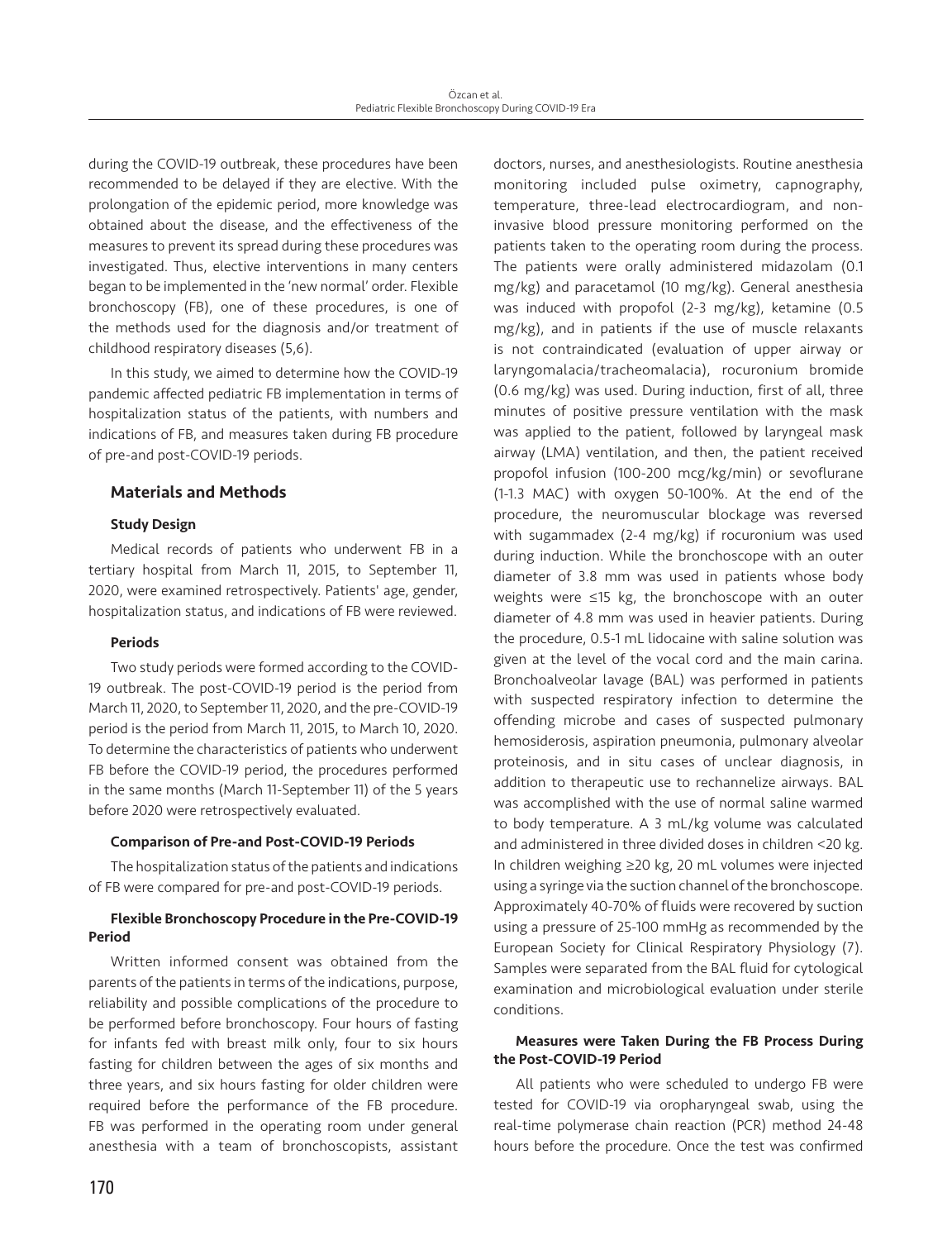during the COVID-19 outbreak, these procedures have been recommended to be delayed if they are elective. With the prolongation of the epidemic period, more knowledge was obtained about the disease, and the effectiveness of the measures to prevent its spread during these procedures was investigated. Thus, elective interventions in many centers began to be implemented in the 'new normal' order. Flexible bronchoscopy (FB), one of these procedures, is one of the methods used for the diagnosis and/or treatment of childhood respiratory diseases (5,6).

In this study, we aimed to determine how the COVID-19 pandemic affected pediatric FB implementation in terms of hospitalization status of the patients, with numbers and indications of FB, and measures taken during FB procedure of pre-and post-COVID-19 periods.

## Materials and Methods

### Study Design

Medical records of patients who underwent FB in a tertiary hospital from March 11, 2015, to September 11, 2020, were examined retrospectively. Patients' age, gender, hospitalization status, and indications of FB were reviewed.

### Periods

Two study periods were formed according to the COVID-19 outbreak. The post-COVID-19 period is the period from March 11, 2020, to September 11, 2020, and the pre-COVID-19 period is the period from March 11, 2015, to March 10, 2020. To determine the characteristics of patients who underwent FB before the COVID-19 period, the procedures performed in the same months (March 11-September 11) of the 5 years before 2020 were retrospectively evaluated.

### Comparison of Pre-and Post-COVID-19 Periods

The hospitalization status of the patients and indications of FB were compared for pre-and post-COVID-19 periods.

### Flexible Bronchoscopy Procedure in the Pre-COVID-19 Period

Written informed consent was obtained from the parents of the patients in terms of the indications, purpose, reliability and possible complications of the procedure to be performed before bronchoscopy. Four hours of fasting for infants fed with breast milk only, four to six hours fasting for children between the ages of six months and three years, and six hours fasting for older children were required before the performance of the FB procedure. FB was performed in the operating room under general anesthesia with a team of bronchoscopists, assistant doctors, nurses, and anesthesiologists. Routine anesthesia monitoring included pulse oximetry, capnography, temperature, three-lead electrocardiogram, and non-invasive blood pressure monitoring performed on the patients taken to the operating room during the process. The patients were orally administered midazolam (0.1 mg/kg) and paracetamol (10 mg/kg). General anesthesia was induced with propofol (2-3 mg/kg), ketamine (0.5 mg/kg), and in patients if the use of muscle relaxants is not contraindicated (evaluation of upper airway or laryngomalacia/tracheomalacia), rocuronium bromide (0.6 mg/kg) was used. During induction, first of all, three minutes of positive pressure ventilation with the mask was applied to the patient, followed by laryngeal mask airway (LMA) ventilation, and then, the patient received propofol infusion (100-200 mcg/kg/min) or sevoflurane (1-1.3 MAC) with oxygen 50-100%. At the end of the procedure, the neuromuscular blockage was reversed with sugammadex (2-4 mg/kg) if rocuronium was used during induction. While the bronchoscope with an outer diameter of 3.8 mm was used in patients whose body weights were ≤15 kg, the bronchoscope with an outer diameter of 4.8 mm was used in heavier patients. During the procedure, 0.5-1 mL lidocaine with saline solution was given at the level of the vocal cord and the main carina. Bronchoalveolar lavage (BAL) was performed in patients with suspected respiratory infection to determine the offending microbe and cases of suspected pulmonary hemosiderosis, aspiration pneumonia, pulmonary alveolar proteinosis, and in situ cases of unclear diagnosis, in addition to therapeutic use to rechannelize airways. BAL was accomplished with the use of normal saline warmed to body temperature. A 3 mL/kg volume was calculated and administered in three divided doses in children <20 kg. In children weighing ≥20 kg, 20 mL volumes were injected using a syringe via the suction channel of the bronchoscope. Approximately 40-70% of fluids were recovered by suction using a pressure of 25-100 mmHg as recommended by the European Society for Clinical Respiratory Physiology (7). Samples were separated from the BAL fluid for cytological examination and microbiological evaluation under sterile conditions.

### Measures were Taken During the FB Process During the Post-COVID-19 Period

All patients who were scheduled to undergo FB were tested for COVID-19 via oropharyngeal swab, using the real-time polymerase chain reaction (PCR) method 24-48 hours before the procedure. Once the test was confirmed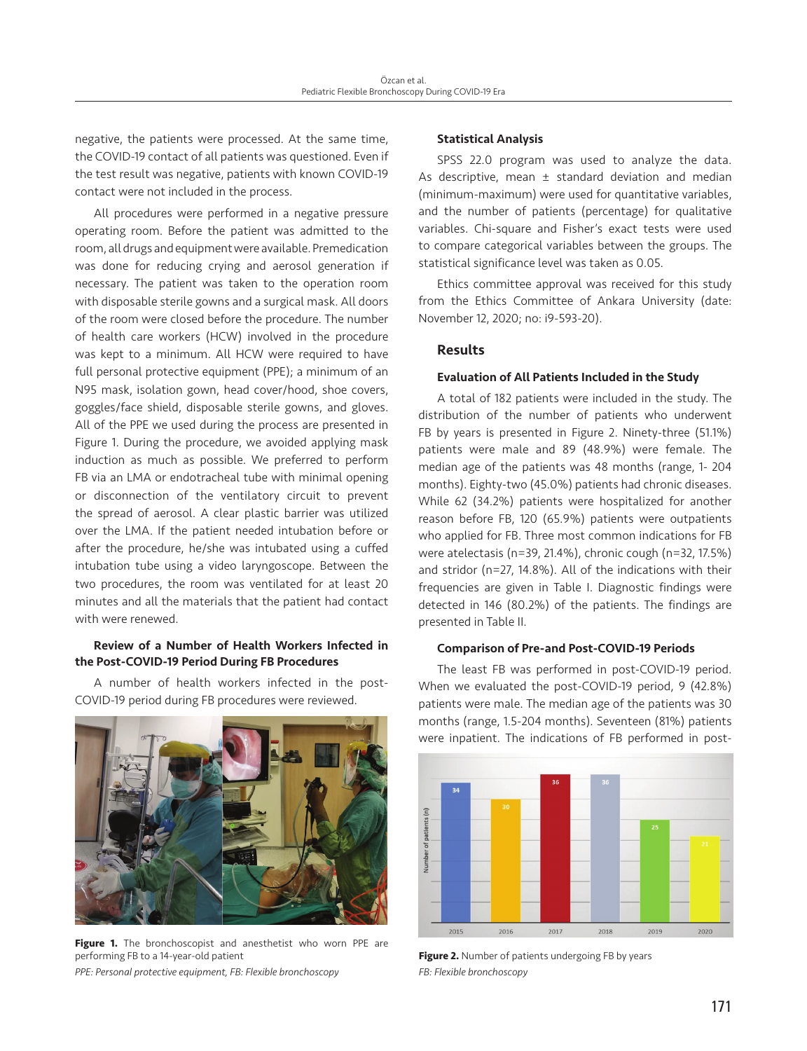negative, the patients were processed. At the same time, the COVID-19 contact of all patients was questioned. Even if the test result was negative, patients with known COVID-19 contact were not included in the process.

All procedures were performed in a negative pressure operating room. Before the patient was admitted to the room, all drugs and equipment were available. Premedication was done for reducing crying and aerosol generation if necessary. The patient was taken to the operation room with disposable sterile gowns and a surgical mask. All doors of the room were closed before the procedure. The number of health care workers (HCW) involved in the procedure was kept to a minimum. All HCW were required to have full personal protective equipment (PPE); a minimum of an N95 mask, isolation gown, head cover/hood, shoe covers, goggles/face shield, disposable sterile gowns, and gloves. All of the PPE we used during the process are presented in Figure 1. During the procedure, we avoided applying mask induction as much as possible. We preferred to perform FB via an LMA or endotracheal tube with minimal opening or disconnection of the ventilatory circuit to prevent the spread of aerosol. A clear plastic barrier was utilized over the LMA. If the patient needed intubation before or after the procedure, he/she was intubated using a cuffed intubation tube using a video laryngoscope. Between the two procedures, the room was ventilated for at least 20 minutes and all the materials that the patient had contact with were renewed.

### Review of a Number of Health Workers Infected in the Post-COVID-19 Period During FB Procedures

A number of health workers infected in the post-COVID-19 period during FB procedures were reviewed.

**Figure 1.** The bronchoscopist and anesthetist who worn PPE are performing FB to a 14-year-old patient

*PPE: Personal protective equipment, FB: Flexible bronchoscopy*

### Statistical Analysis

SPSS 22.0 program was used to analyze the data. As descriptive, mean ± standard deviation and median (minimum-maximum) were used for quantitative variables, and the number of patients (percentage) for qualitative variables. Chi-square and Fisher's exact tests were used to compare categorical variables between the groups. The statistical significance level was taken as 0.05.

Ethics committee approval was received for this study from the Ethics Committee of Ankara University (date: November 12, 2020; no: i9-593-20).

## Results

### Evaluation of All Patients Included in the Study

A total of 182 patients were included in the study. The distribution of the number of patients who underwent FB by years is presented in Figure 2. Ninety-three (51.1%) patients were male and 89 (48.9%) were female. The median age of the patients was 48 months (range, 1- 204 months). Eighty-two (45.0%) patients had chronic diseases. While 62 (34.2%) patients were hospitalized for another reason before FB, 120 (65.9%) patients were outpatients who applied for FB. Three most common indications for FB were atelectasis (n=39, 21.4%), chronic cough (n=32, 17.5%) and stridor (n=27, 14.8%). All of the indications with their frequencies are given in Table I. Diagnostic findings were detected in 146 (80.2%) of the patients. The findings are presented in Table II.

### Comparison of Pre-and Post-COVID-19 Periods

The least FB was performed in post-COVID-19 period. When we evaluated the post-COVID-19 period, 9 (42.8%) patients were male. The median age of the patients was 30 months (range, 1.5-204 months). Seventeen (81%) patients were inpatient. The indications of FB performed in post-

**Figure 2.** Number of patients undergoing FB by years

*FB: Flexible bronchoscopy*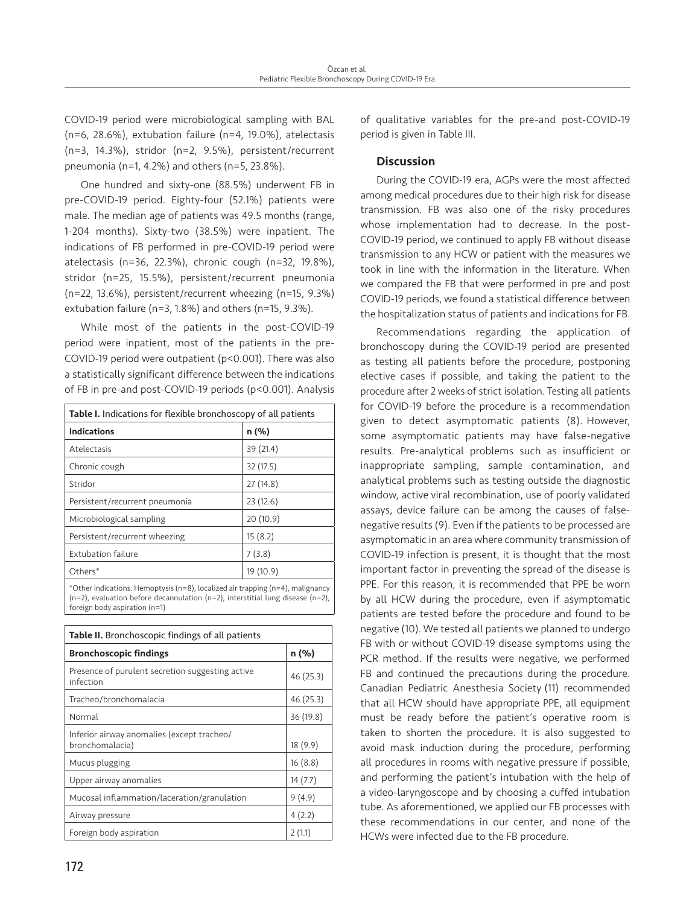COVID-19 period were microbiological sampling with BAL (n=6, 28.6%), extubation failure (n=4, 19.0%), atelectasis (n=3, 14.3%), stridor (n=2, 9.5%), persistent/recurrent pneumonia (n=1, 4.2%) and others (n=5, 23.8%).

One hundred and sixty-one (88.5%) underwent FB in pre-COVID-19 period. Eighty-four (52.1%) patients were male. The median age of patients was 49.5 months (range, 1-204 months). Sixty-two (38.5%) were inpatient. The indications of FB performed in pre-COVID-19 period were atelectasis (n=36, 22.3%), chronic cough (n=32, 19.8%), stridor (n=25, 15.5%), persistent/recurrent pneumonia (n=22, 13.6%), persistent/recurrent wheezing (n=15, 9.3%) extubation failure (n=3, 1.8%) and others (n=15, 9.3%).

While most of the patients in the post-COVID-19 period were inpatient, most of the patients in the pre-COVID-19 period were outpatient ($p<0.001$). There was also a statistically significant difference between the indications of FB in pre-and post-COVID-19 periods ($p<0.001$). Analysis of qualitative variables for the pre-and post-COVID-19 period is given in Table III.

**Table I.** Indications for flexible bronchoscopy of all patients

| Indications | n (%) |
|---|---|
| Atelectasis | 39 (21.4) |
| Chronic cough | 32 (17.5) |
| Stridor | 27 (14.8) |
| Persistent/recurrent pneumonia | 23 (12.6) |
| Microbiological sampling | 20 (10.9) |
| Persistent/recurrent wheezing | 15 (8.2) |
| Extubation failure | 7 (3.8) |
| Others* | 19 (10.9) |

*Other indications: Hemoptysis (n=8), localized air trapping (n=4), malignancy (n=2), evaluation before decannulation (n=2), interstitial lung disease (n=2), foreign body aspiration (n=1)

**Table II.** Bronchoscopic findings of all patients

| Bronchoscopic findings | n (%) |
|---|---|
| Presence of purulent secretion suggesting active infection | 46 (25.3) |
| Tracheo/bronchomalacia | 46 (25.3) |
| Normal | 36 (19.8) |
| Inferior airway anomalies (except tracheo/ bronchomalacia) | 18 (9.9) |
| Mucus plugging | 16 (8.8) |
| Upper airway anomalies | 14 (7.7) |
| Mucosal inflammation/laceration/granulation | 9 (4.9) |
| Airway pressure | 4 (2.2) |
| Foreign body aspiration | 2 (1.1) |

## Discussion

During the COVID-19 era, AGPs were the most affected among medical procedures due to their high risk for disease transmission. FB was also one of the risky procedures whose implementation had to decrease. In the post-COVID-19 period, we continued to apply FB without disease transmission to any HCW or patient with the measures we took in line with the information in the literature. When we compared the FB that were performed in pre and post COVID-19 periods, we found a statistical difference between the hospitalization status of patients and indications for FB.

Recommendations regarding the application of bronchoscopy during the COVID-19 period are presented as testing all patients before the procedure, postponing elective cases if possible, and taking the patient to the procedure after 2 weeks of strict isolation. Testing all patients for COVID-19 before the procedure is a recommendation given to detect asymptomatic patients (8). However, some asymptomatic patients may have false-negative results. Pre-analytical problems such as insufficient or inappropriate sampling, sample contamination, and analytical problems such as testing outside the diagnostic window, active viral recombination, use of poorly validated assays, device failure can be among the causes of false-negative results (9). Even if the patients to be processed are asymptomatic in an area where community transmission of COVID-19 infection is present, it is thought that the most important factor in preventing the spread of the disease is PPE. For this reason, it is recommended that PPE be worn by all HCW during the procedure, even if asymptomatic patients are tested before the procedure and found to be negative (10). We tested all patients we planned to undergo FB with or without COVID-19 disease symptoms using the PCR method. If the results were negative, we performed FB and continued the precautions during the procedure. Canadian Pediatric Anesthesia Society (11) recommended that all HCW should have appropriate PPE, all equipment must be ready before the patient's operative room is taken to shorten the procedure. It is also suggested to avoid mask induction during the procedure, performing all procedures in rooms with negative pressure if possible, and performing the patient's intubation with the help of a video-laryngoscope and by choosing a cuffed intubation tube. As aforementioned, we applied our FB processes with these recommendations in our center, and none of the HCWs were infected due to the FB procedure.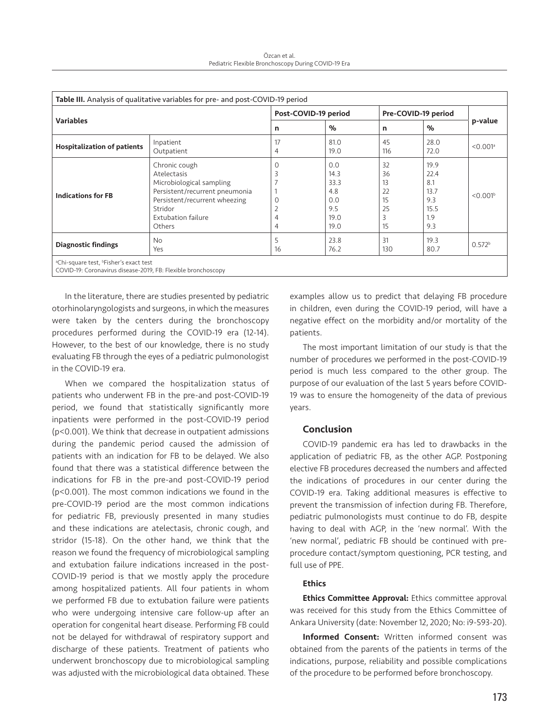**Table III.** Analysis of qualitative variables for pre- and post-COVID-19 period

| Variables | | Post-COVID-19 period | | Pre-COVID-19 period | | p-value |
|---|---|---|---|---|---|---|
| | | n | % | n | % | |
| **Hospitalization of patients** | Inpatient | 17 | 81.0 | 45 | 28.0 | <0.001[a] |
| | Outpatient | 4 | 19.0 | 116 | 72.0 | |
| **Indications for FB** | Chronic cough | 0 | 0.0 | 32 | 19.9 | <0.001[b] |
| | Atelectasis | 3 | 14.3 | 36 | 22.4 | |
| | Microbiological sampling | 7 | 33.3 | 13 | 8.1 | |
| | Persistent/recurrent pneumonia | 1 | 4.8 | 22 | 13.7 | |
| | Persistent/recurrent wheezing | 0 | 0.0 | 15 | 9.3 | |
| | Stridor | 2 | 9.5 | 25 | 15.5 | |
| | Extubation failure | 4 | 19.0 | 3 | 1.9 | |
| | Others | 4 | 19.0 | 15 | 9.3 | |
| **Diagnostic findings** | No | 5 | 23.8 | 31 | 19.3 | 0.572[b] |
| | Yes | 16 | 76.2 | 130 | 80.7 | |

[a]Chi-square test, [b]Fisher's exact test
COVID-19: Coronavirus disease-2019, FB: Flexible bronchoscopy

In the literature, there are studies presented by pediatric otorhinolaryngologists and surgeons, in which the measures were taken by the centers during the bronchoscopy procedures performed during the COVID-19 era (12-14). However, to the best of our knowledge, there is no study evaluating FB through the eyes of a pediatric pulmonologist in the COVID-19 era.

When we compared the hospitalization status of patients who underwent FB in the pre-and post-COVID-19 period, we found that statistically significantly more inpatients were performed in the post-COVID-19 period ($p<0.001$). We think that decrease in outpatient admissions during the pandemic period caused the admission of patients with an indication for FB to be delayed. We also found that there was a statistical difference between the indications for FB in the pre-and post-COVID-19 period ($p<0.001$). The most common indications we found in the pre-COVID-19 period are the most common indications for pediatric FB, previously presented in many studies and these indications are atelectasis, chronic cough, and stridor (15-18). On the other hand, we think that the reason we found the frequency of microbiological sampling and extubation failure indications increased in the post-COVID-19 period is that we mostly apply the procedure among hospitalized patients. All four patients in whom we performed FB due to extubation failure were patients who were undergoing intensive care follow-up after an operation for congenital heart disease. Performing FB could not be delayed for withdrawal of respiratory support and discharge of these patients. Treatment of patients who underwent bronchoscopy due to microbiological sampling was adjusted with the microbiological data obtained. These examples allow us to predict that delaying FB procedure in children, even during the COVID-19 period, will have a negative effect on the morbidity and/or mortality of the patients.

The most important limitation of our study is that the number of procedures we performed in the post-COVID-19 period is much less compared to the other group. The purpose of our evaluation of the last 5 years before COVID-19 was to ensure the homogeneity of the data of previous years.

## Conclusion

COVID-19 pandemic era has led to drawbacks in the application of pediatric FB, as the other AGP. Postponing elective FB procedures decreased the numbers and affected the indications of procedures in our center during the COVID-19 era. Taking additional measures is effective to prevent the transmission of infection during FB. Therefore, pediatric pulmonologists must continue to do FB, despite having to deal with AGP, in the 'new normal'. With the 'new normal', pediatric FB should be continued with pre-procedure contact/symptom questioning, PCR testing, and full use of PPE.

### Ethics

**Ethics Committee Approval:** Ethics committee approval was received for this study from the Ethics Committee of Ankara University (date: November 12, 2020; No: i9-593-20).

**Informed Consent:** Written informed consent was obtained from the parents of the patients in terms of the indications, purpose, reliability and possible complications of the procedure to be performed before bronchoscopy.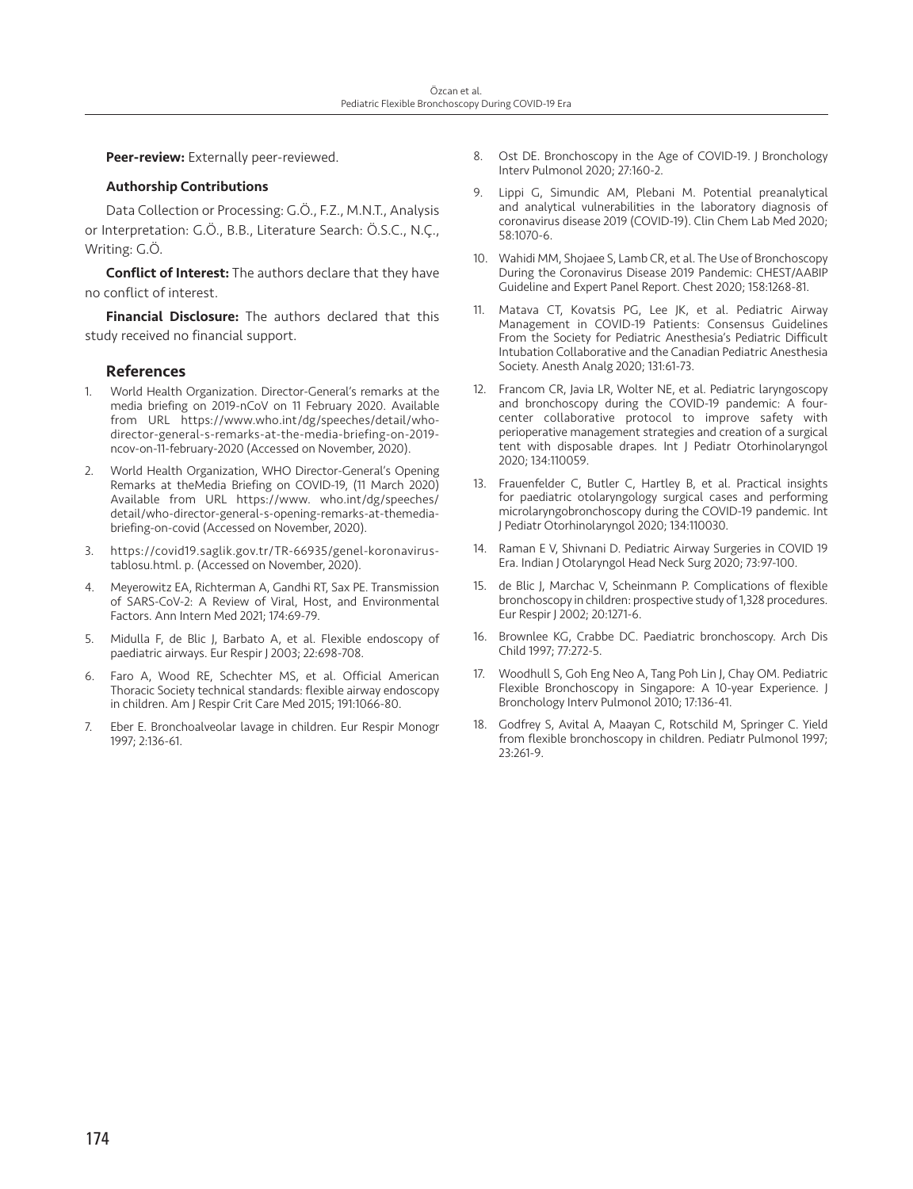**Peer-review:** Externally peer-reviewed.

**Authorship Contributions**

Data Collection or Processing: G.Ö., F.Z., M.N.T., Analysis or Interpretation: G.Ö., B.B., Literature Search: Ö.S.C., N.Ç., Writing: G.Ö.

**Conflict of Interest:** The authors declare that they have no conflict of interest.

**Financial Disclosure:** The authors declared that this study received no financial support.

## References

1. World Health Organization. Director-General's remarks at the media briefing on 2019-nCoV on 11 February 2020. Available from URL https://www.who.int/dg/speeches/detail/who-director-general-s-remarks-at-the-media-briefing-on-2019-ncov-on-11-february-2020 (Accessed on November, 2020).
2. World Health Organization, WHO Director-General's Opening Remarks at theMedia Briefing on COVID-19, (11 March 2020) Available from URL https://www. who.int/dg/speeches/detail/who-director-general-s-opening-remarks-at-themedia-briefing-on-covid (Accessed on November, 2020).
3. https://covid19.saglik.gov.tr/TR-66935/genel-koronavirus-tablosu.html. p. (Accessed on November, 2020).
4. Meyerowitz EA, Richterman A, Gandhi RT, Sax PE. Transmission of SARS-CoV-2: A Review of Viral, Host, and Environmental Factors. Ann Intern Med 2021; 174:69-79.
5. Midulla F, de Blic J, Barbato A, et al. Flexible endoscopy of paediatric airways. Eur Respir J 2003; 22:698-708.
6. Faro A, Wood RE, Schechter MS, et al. Official American Thoracic Society technical standards: flexible airway endoscopy in children. Am J Respir Crit Care Med 2015; 191:1066-80.
7. Eber E. Bronchoalveolar lavage in children. Eur Respir Monogr 1997; 2:136-61.
8. Ost DE. Bronchoscopy in the Age of COVID-19. J Bronchology Interv Pulmonol 2020; 27:160-2.
9. Lippi G, Simundic AM, Plebani M. Potential preanalytical and analytical vulnerabilities in the laboratory diagnosis of coronavirus disease 2019 (COVID-19). Clin Chem Lab Med 2020; 58:1070-6.
10. Wahidi MM, Shojaee S, Lamb CR, et al. The Use of Bronchoscopy During the Coronavirus Disease 2019 Pandemic: CHEST/AABIP Guideline and Expert Panel Report. Chest 2020; 158:1268-81.
11. Matava CT, Kovatsis PG, Lee JK, et al. Pediatric Airway Management in COVID-19 Patients: Consensus Guidelines From the Society for Pediatric Anesthesia's Pediatric Difficult Intubation Collaborative and the Canadian Pediatric Anesthesia Society. Anesth Analg 2020; 131:61-73.
12. Francom CR, Javia LR, Wolter NE, et al. Pediatric laryngoscopy and bronchoscopy during the COVID-19 pandemic: A four-center collaborative protocol to improve safety with perioperative management strategies and creation of a surgical tent with disposable drapes. Int J Pediatr Otorhinolaryngol 2020; 134:110059.
13. Frauenfelder C, Butler C, Hartley B, et al. Practical insights for paediatric otolaryngology surgical cases and performing microlaryngobronchoscopy during the COVID-19 pandemic. Int J Pediatr Otorhinolaryngol 2020; 134:110030.
14. Raman E V, Shivnani D. Pediatric Airway Surgeries in COVID 19 Era. Indian J Otolaryngol Head Neck Surg 2020; 73:97-100.
15. de Blic J, Marchac V, Scheinmann P. Complications of flexible bronchoscopy in children: prospective study of 1,328 procedures. Eur Respir J 2002; 20:1271-6.
16. Brownlee KG, Crabbe DC. Paediatric bronchoscopy. Arch Dis Child 1997; 77:272-5.
17. Woodhull S, Goh Eng Neo A, Tang Poh Lin J, Chay OM. Pediatric Flexible Bronchoscopy in Singapore: A 10-year Experience. J Bronchology Interv Pulmonol 2010; 17:136-41.
18. Godfrey S, Avital A, Maayan C, Rotschild M, Springer C. Yield from flexible bronchoscopy in children. Pediatr Pulmonol 1997; 23:261-9.